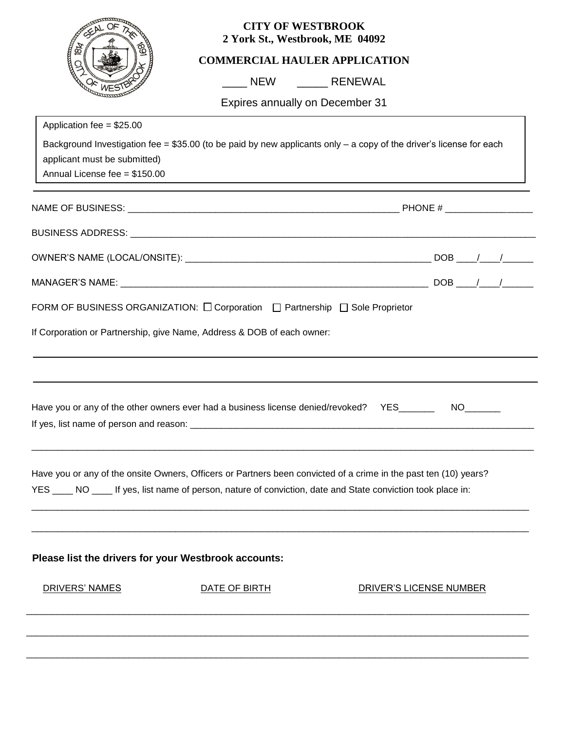**CITY OF WESTBROOK**
**2 York St., Westbrook, ME 04092**

## COMMERCIAL HAULER APPLICATION

____ NEW _____ RENEWAL

Expires annually on December 31

Application fee = $25.00

Background Investigation fee = $35.00 (to be paid by new applicants only – a copy of the driver's license for each applicant must be submitted)

Annual License fee = $150.00

---

NAME OF BUSINESS: ____________________________________________________ PHONE # ________________

BUSINESS ADDRESS: ________________________________________________________________________________

OWNER'S NAME (LOCAL/ONSITE): ______________________________________________ DOB ____/____/______

MANAGER'S NAME: ______________________________________________________________ DOB ____/____/______

FORM OF BUSINESS ORGANIZATION: ☐ Corporation ☐ Partnership ☐ Sole Proprietor

If Corporation or Partnership, give Name, Address & DOB of each owner:

______________________________________________________________________________________________

______________________________________________________________________________________________

Have you or any of the other owners ever had a business license denied/revoked? YES_______ NO_______

If yes, list name of person and reason: ______________________________________________________________

______________________________________________________________________________________________

Have you or any of the onsite Owners, Officers or Partners been convicted of a crime in the past ten (10) years?

YES ____ NO ____ If yes, list name of person, nature of conviction, date and State conviction took place in:

______________________________________________________________________________________________

______________________________________________________________________________________________

**Please list the drivers for your Westbrook accounts:**

| DRIVERS' NAMES | DATE OF BIRTH | DRIVER'S LICENSE NUMBER |
|---|---|---|
| | | |
| | | |
| | | |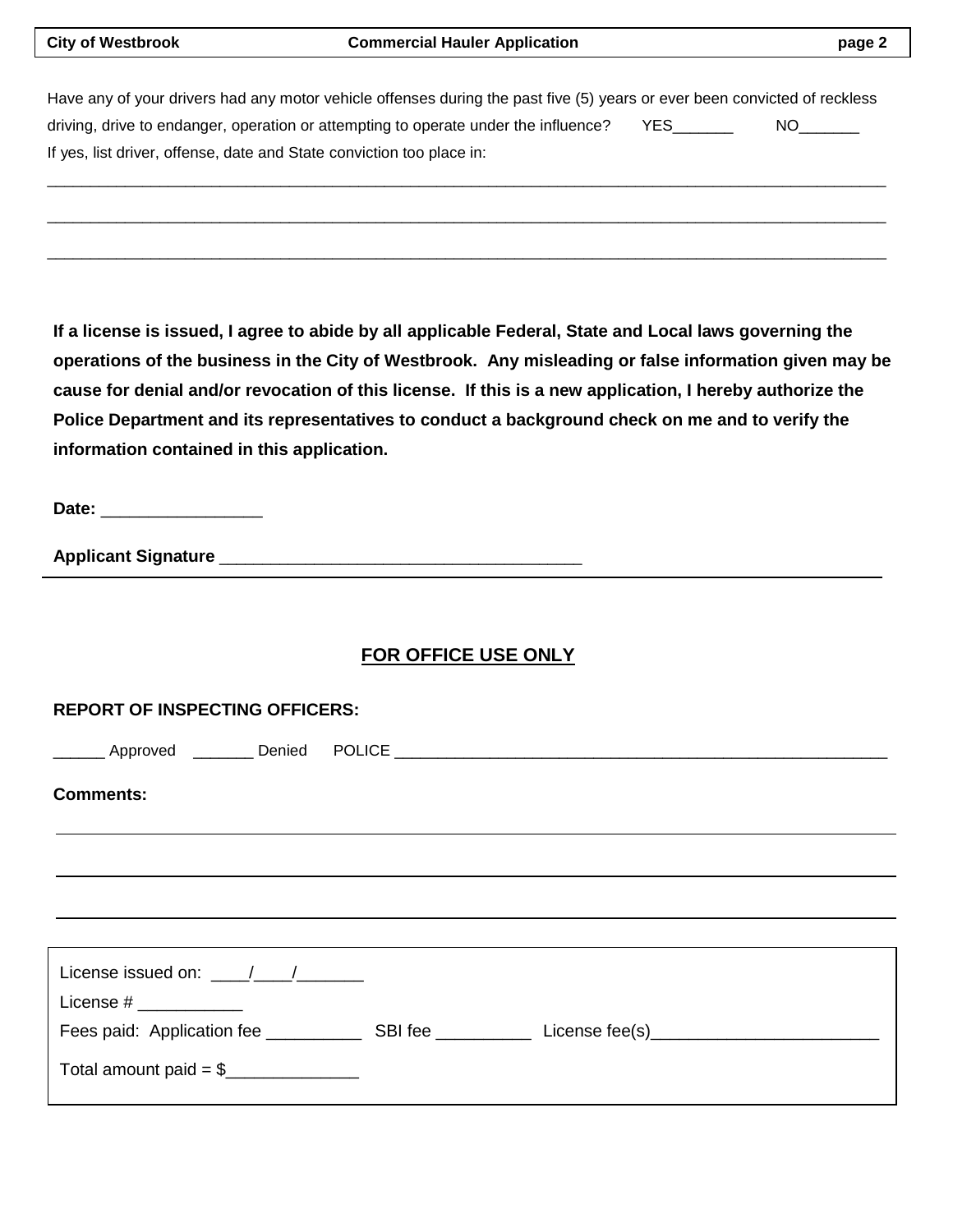Have any of your drivers had any motor vehicle offenses during the past five (5) years or ever been convicted of reckless driving, drive to endanger, operation or attempting to operate under the influence? YES_______ NO_______

If yes, list driver, offense, date and State conviction too place in:

_______________________________________________________________________________________________

_______________________________________________________________________________________________

_______________________________________________________________________________________________

**If a license is issued, I agree to abide by all applicable Federal, State and Local laws governing the operations of the business in the City of Westbrook. Any misleading or false information given may be cause for denial and/or revocation of this license. If this is a new application, I hereby authorize the Police Department and its representatives to conduct a background check on me and to verify the information contained in this application.**

**Date:** _________________

**Applicant Signature** _______________________________________

## FOR OFFICE USE ONLY

**REPORT OF INSPECTING OFFICERS:**

______ Approved _______ Denied POLICE ___________________________________________________________

**Comments:**

_______________________________________________________________________________________________

_______________________________________________________________________________________________

_______________________________________________________________________________________________

License issued on: ____/____/_______

License # ___________

Fees paid: Application fee __________ SBI fee __________ License fee(s)________________________

Total amount paid = $______________